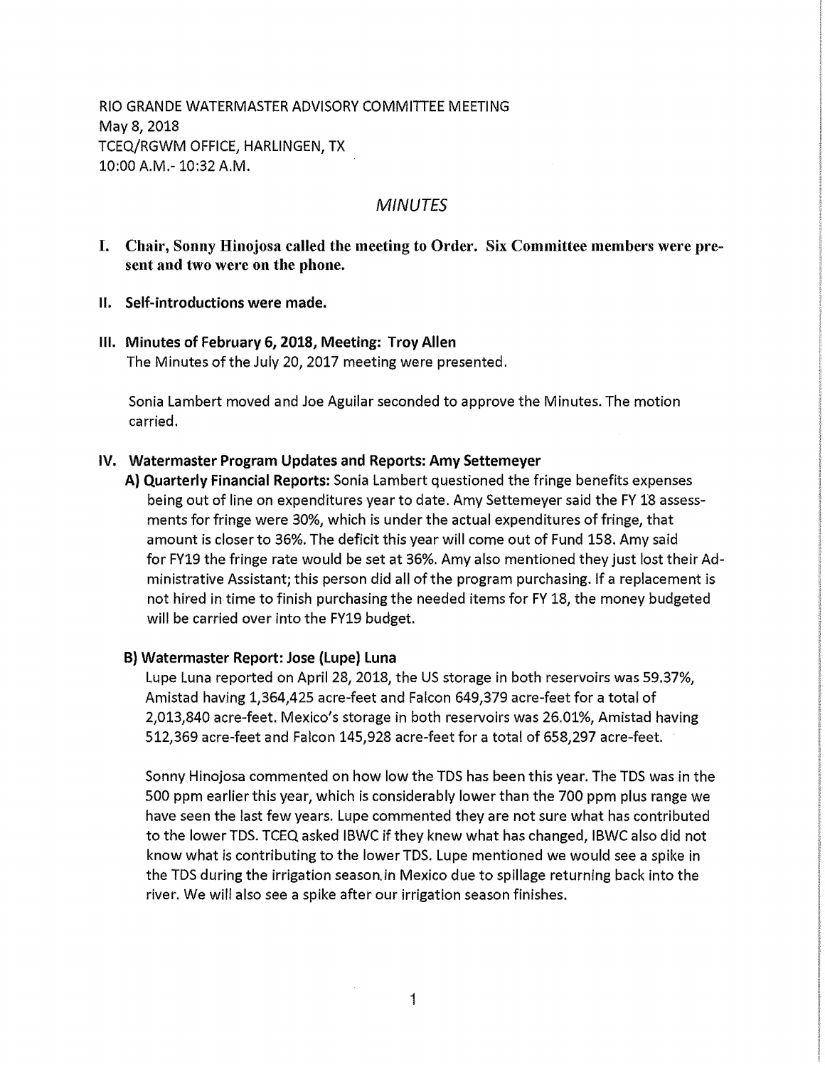RIO GRANDE WATERMASTER ADVISORY COMMITTEE MEETING
May 8, 2018
TCEQ/RGWM OFFICE, HARLINGEN, TX
10:00 A.M.- 10:32 A.M.

# *MINUTES*

**I. Chair, Sonny Hinojosa called the meeting to Order. Six Committee members were present and two were on the phone.**

**II. Self-introductions were made.**

**III. Minutes of February 6, 2018, Meeting: Troy Allen**

The Minutes of the July 20, 2017 meeting were presented.

Sonia Lambert moved and Joe Aguilar seconded to approve the Minutes. The motion carried.

**IV. Watermaster Program Updates and Reports: Amy Settemeyer**

**A) Quarterly Financial Reports:** Sonia Lambert questioned the fringe benefits expenses being out of line on expenditures year to date. Amy Settemeyer said the FY 18 assessments for fringe were 30%, which is under the actual expenditures of fringe, that amount is closer to 36%. The deficit this year will come out of Fund 158. Amy said for FY19 the fringe rate would be set at 36%. Amy also mentioned they just lost their Administrative Assistant; this person did all of the program purchasing. If a replacement is not hired in time to finish purchasing the needed items for FY 18, the money budgeted will be carried over into the FY19 budget.

**B) Watermaster Report: Jose (Lupe) Luna**

Lupe Luna reported on April 28, 2018, the US storage in both reservoirs was 59.37%, Amistad having 1,364,425 acre-feet and Falcon 649,379 acre-feet for a total of 2,013,840 acre-feet. Mexico's storage in both reservoirs was 26.01%, Amistad having 512,369 acre-feet and Falcon 145,928 acre-feet for a total of 658,297 acre-feet.

Sonny Hinojosa commented on how low the TDS has been this year. The TDS was in the 500 ppm earlier this year, which is considerably lower than the 700 ppm plus range we have seen the last few years. Lupe commented they are not sure what has contributed to the lower TDS. TCEQ asked IBWC if they knew what has changed, IBWC also did not know what is contributing to the lower TDS. Lupe mentioned we would see a spike in the TDS during the irrigation season in Mexico due to spillage returning back into the river. We will also see a spike after our irrigation season finishes.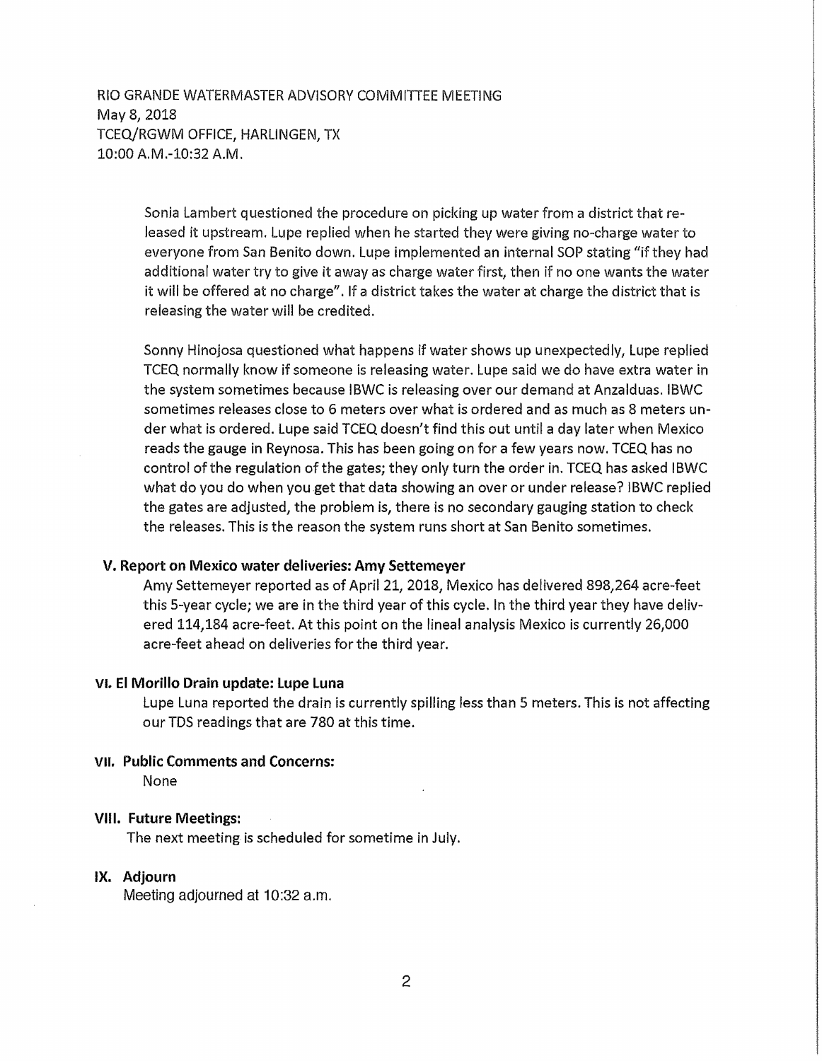RIO GRANDE WATERMASTER ADVISORY COMMITTEE MEETING
May 8, 2018
TCEQ/RGWM OFFICE, HARLINGEN, TX
10:00 A.M.-10:32 A.M.

Sonia Lambert questioned the procedure on picking up water from a district that released it upstream. Lupe replied when he started they were giving no-charge water to everyone from San Benito down. Lupe implemented an internal SOP stating "if they had additional water try to give it away as charge water first, then if no one wants the water it will be offered at no charge". If a district takes the water at charge the district that is releasing the water will be credited.

Sonny Hinojosa questioned what happens if water shows up unexpectedly, Lupe replied TCEQ normally know if someone is releasing water. Lupe said we do have extra water in the system sometimes because IBWC is releasing over our demand at Anzalduas. IBWC sometimes releases close to 6 meters over what is ordered and as much as 8 meters under what is ordered. Lupe said TCEQ doesn't find this out until a day later when Mexico reads the gauge in Reynosa. This has been going on for a few years now. TCEQ has no control of the regulation of the gates; they only turn the order in. TCEQ has asked IBWC what do you do when you get that data showing an over or under release? IBWC replied the gates are adjusted, the problem is, there is no secondary gauging station to check the releases. This is the reason the system runs short at San Benito sometimes.

## V. Report on Mexico water deliveries: Amy Settemeyer

Amy Settemeyer reported as of April 21, 2018, Mexico has delivered 898,264 acre-feet this 5-year cycle; we are in the third year of this cycle. In the third year they have delivered 114,184 acre-feet. At this point on the lineal analysis Mexico is currently 26,000 acre-feet ahead on deliveries for the third year.

## VI. El Morillo Drain update: Lupe Luna

Lupe Luna reported the drain is currently spilling less than 5 meters. This is not affecting our TDS readings that are 780 at this time.

## VII. Public Comments and Concerns:

None

## VIII. Future Meetings:

The next meeting is scheduled for sometime in July.

## IX. Adjourn

Meeting adjourned at 10:32 a.m.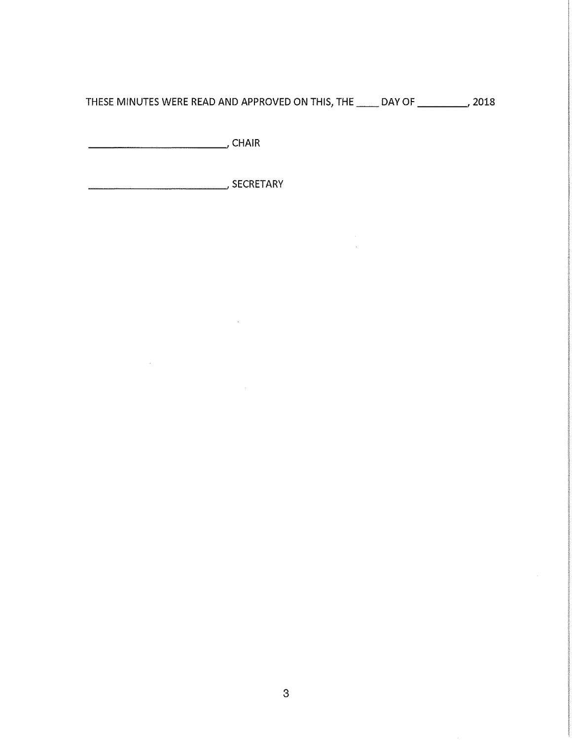THESE MINUTES WERE READ AND APPROVED ON THIS, THE ____ DAY OF _________, 2018

__________________________, CHAIR

__________________________, SECRETARY